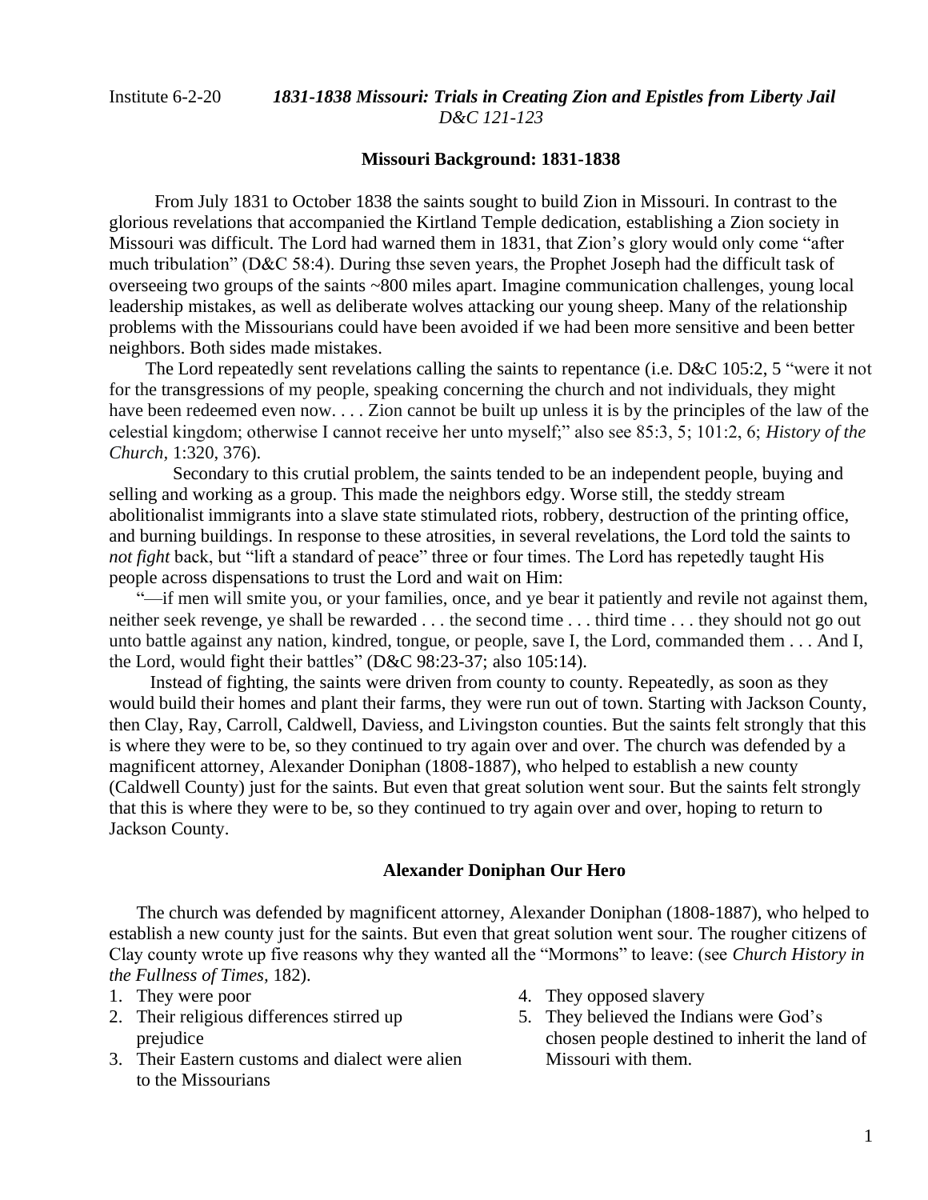Institute 6-2-20 ***1831-1838 Missouri: Trials in Creating Zion and Epistles from Liberty Jail***
*D&C 121-123*

## Missouri Background: 1831-1838

From July 1831 to October 1838 the saints sought to build Zion in Missouri. In contrast to the glorious revelations that accompanied the Kirtland Temple dedication, establishing a Zion society in Missouri was difficult. The Lord had warned them in 1831, that Zion's glory would only come "after much tribulation" (D&C 58:4). During thse seven years, the Prophet Joseph had the difficult task of overseeing two groups of the saints ~800 miles apart. Imagine communication challenges, young local leadership mistakes, as well as deliberate wolves attacking our young sheep. Many of the relationship problems with the Missourians could have been avoided if we had been more sensitive and been better neighbors. Both sides made mistakes.

The Lord repeatedly sent revelations calling the saints to repentance (i.e. D&C 105:2, 5 "were it not for the transgressions of my people, speaking concerning the church and not individuals, they might have been redeemed even now. . . . Zion cannot be built up unless it is by the principles of the law of the celestial kingdom; otherwise I cannot receive her unto myself;" also see 85:3, 5; 101:2, 6; *History of the Church,* 1:320, 376).

Secondary to this crutial problem, the saints tended to be an independent people, buying and selling and working as a group. This made the neighbors edgy. Worse still, the steddy stream abolitionalist immigrants into a slave state stimulated riots, robbery, destruction of the printing office, and burning buildings. In response to these atrosities, in several revelations, the Lord told the saints to *not fight* back, but "lift a standard of peace" three or four times. The Lord has repetedly taught His people across dispensations to trust the Lord and wait on Him:

"—if men will smite you, or your families, once, and ye bear it patiently and revile not against them, neither seek revenge, ye shall be rewarded . . . the second time . . . third time . . . they should not go out unto battle against any nation, kindred, tongue, or people, save I, the Lord, commanded them . . . And I, the Lord, would fight their battles" (D&C 98:23-37; also 105:14).

Instead of fighting, the saints were driven from county to county. Repeatedly, as soon as they would build their homes and plant their farms, they were run out of town. Starting with Jackson County, then Clay, Ray, Carroll, Caldwell, Daviess, and Livingston counties. But the saints felt strongly that this is where they were to be, so they continued to try again over and over. The church was defended by a magnificent attorney, Alexander Doniphan (1808-1887), who helped to establish a new county (Caldwell County) just for the saints. But even that great solution went sour. But the saints felt strongly that this is where they were to be, so they continued to try again over and over, hoping to return to Jackson County.

## Alexander Doniphan Our Hero

The church was defended by magnificent attorney, Alexander Doniphan (1808-1887), who helped to establish a new county just for the saints. But even that great solution went sour. The rougher citizens of Clay county wrote up five reasons why they wanted all the "Mormons" to leave: (see *Church History in the Fullness of Times*, 182).

1. They were poor
2. Their religious differences stirred up prejudice
3. Their Eastern customs and dialect were alien to the Missourians
4. They opposed slavery
5. They believed the Indians were God's chosen people destined to inherit the land of Missouri with them.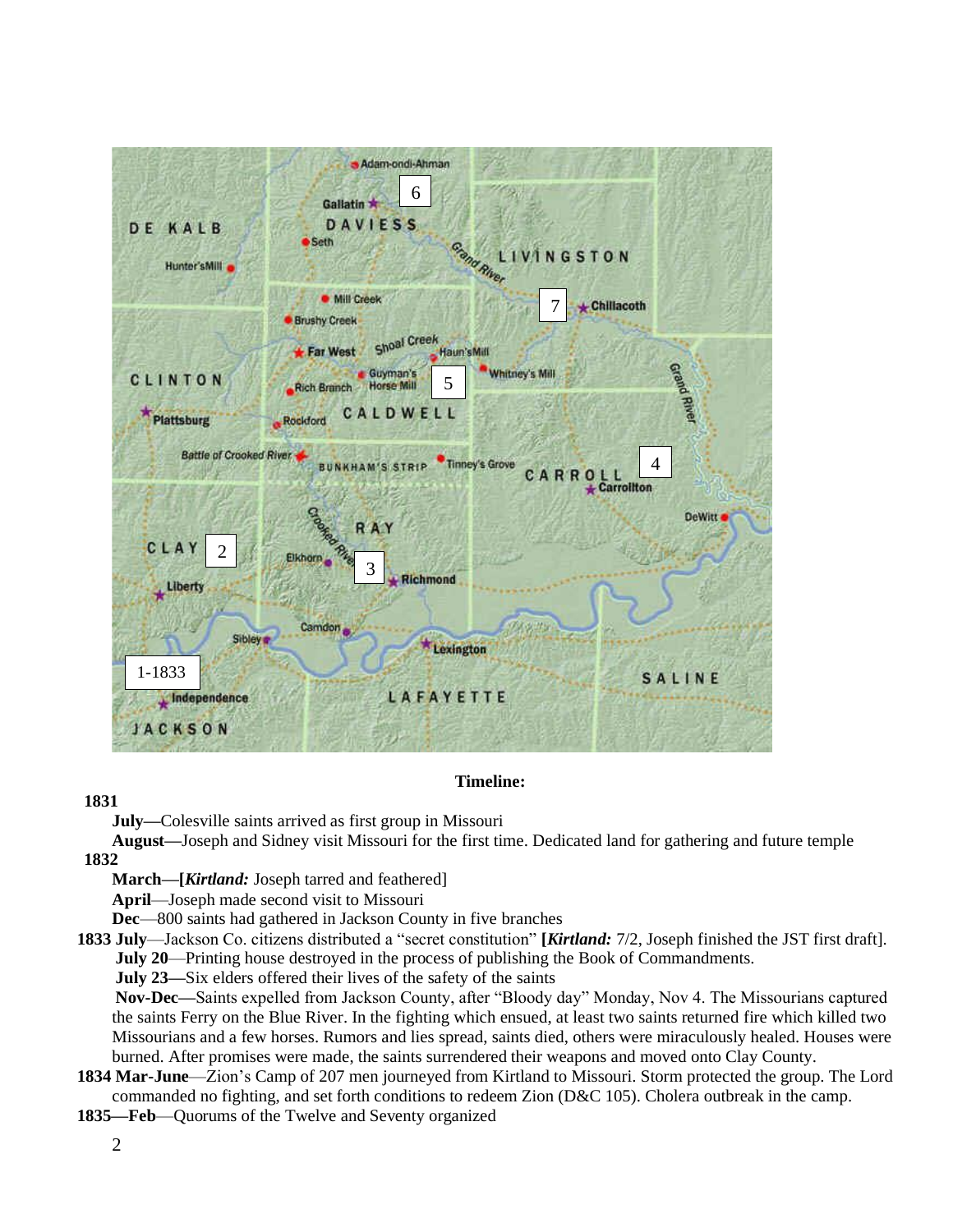**Timeline:**

**1831**

**July—**Colesville saints arrived as first group in Missouri

**August—**Joseph and Sidney visit Missouri for the first time. Dedicated land for gathering and future temple

**1832**

**March—[*Kirtland:*** Joseph tarred and feathered]

**April**—Joseph made second visit to Missouri

**Dec**—800 saints had gathered in Jackson County in five branches

**1833 July**—Jackson Co. citizens distributed a "secret constitution" **[*Kirtland:*** 7/2, Joseph finished the JST first draft].

**July 20**—Printing house destroyed in the process of publishing the Book of Commandments.

**July 23—**Six elders offered their lives of the safety of the saints

**Nov-Dec—**Saints expelled from Jackson County, after "Bloody day" Monday, Nov 4. The Missourians captured the saints Ferry on the Blue River. In the fighting which ensued, at least two saints returned fire which killed two Missourians and a few horses. Rumors and lies spread, saints died, others were miraculously healed. Houses were burned. After promises were made, the saints surrendered their weapons and moved onto Clay County.

**1834 Mar-June**—Zion's Camp of 207 men journeyed from Kirtland to Missouri. Storm protected the group. The Lord commanded no fighting, and set forth conditions to redeem Zion (D&C 105). Cholera outbreak in the camp.

**1835—Feb**—Quorums of the Twelve and Seventy organized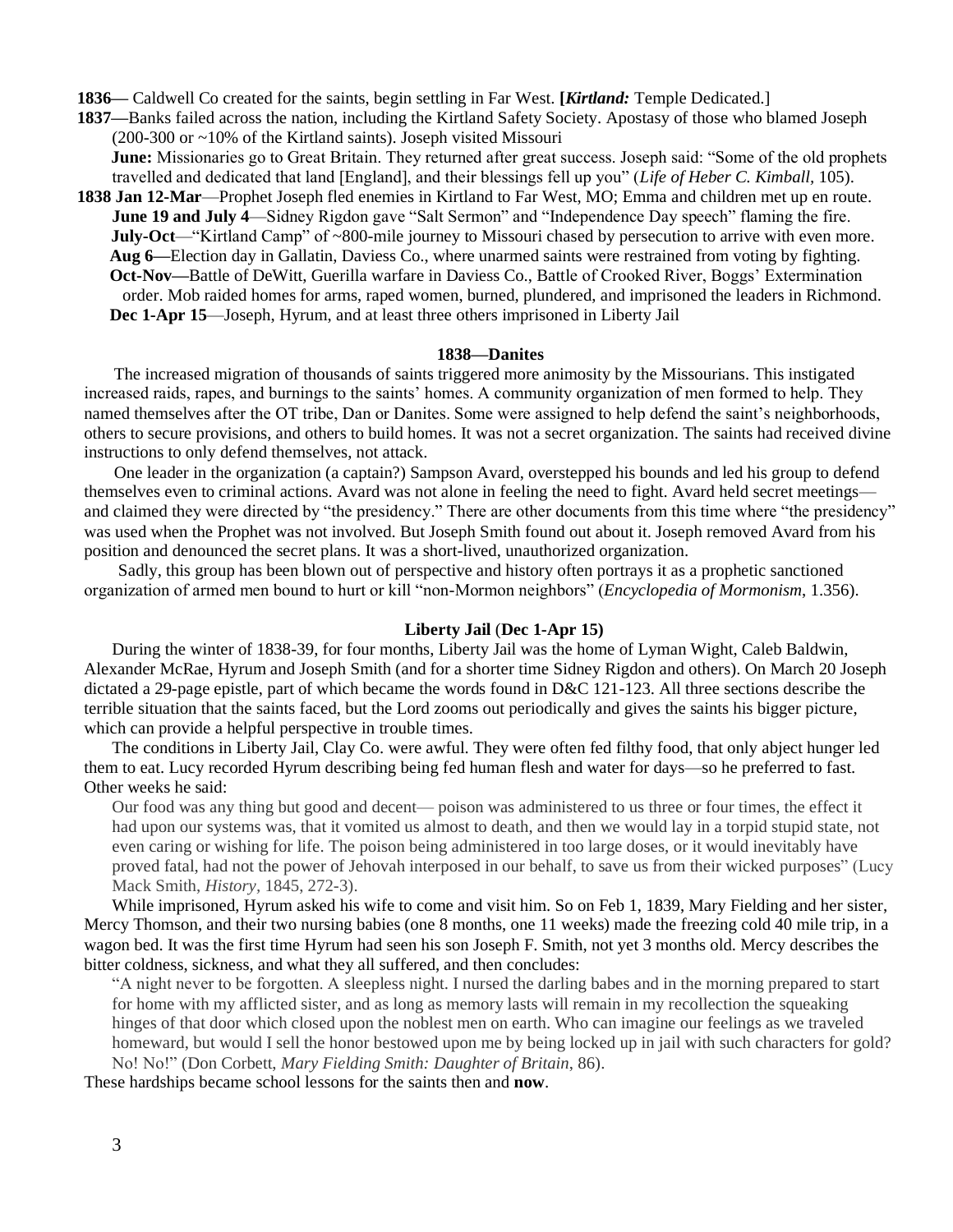**1836—** Caldwell Co created for the saints, begin settling in Far West. **[*Kirtland:*** Temple Dedicated.]

**1837—**Banks failed across the nation, including the Kirtland Safety Society. Apostasy of those who blamed Joseph (200-300 or ~10% of the Kirtland saints). Joseph visited Missouri

**June:** Missionaries go to Great Britain. They returned after great success. Joseph said: "Some of the old prophets travelled and dedicated that land [England], and their blessings fell up you" (*Life of Heber C. Kimball,* 105).

**1838 Jan 12-Mar**—Prophet Joseph fled enemies in Kirtland to Far West, MO; Emma and children met up en route.

**June 19 and July 4**—Sidney Rigdon gave "Salt Sermon" and "Independence Day speech" flaming the fire.

**July-Oct**—"Kirtland Camp" of ~800-mile journey to Missouri chased by persecution to arrive with even more.

**Aug 6—**Election day in Gallatin, Daviess Co., where unarmed saints were restrained from voting by fighting.

**Oct-Nov—**Battle of DeWitt, Guerilla warfare in Daviess Co., Battle of Crooked River, Boggs' Extermination order. Mob raided homes for arms, raped women, burned, plundered, and imprisoned the leaders in Richmond.

**Dec 1-Apr 15**—Joseph, Hyrum, and at least three others imprisoned in Liberty Jail

## 1838—Danites

The increased migration of thousands of saints triggered more animosity by the Missourians. This instigated increased raids, rapes, and burnings to the saints' homes. A community organization of men formed to help. They named themselves after the OT tribe, Dan or Danites. Some were assigned to help defend the saint's neighborhoods, others to secure provisions, and others to build homes. It was not a secret organization. The saints had received divine instructions to only defend themselves, not attack.

One leader in the organization (a captain?) Sampson Avard, overstepped his bounds and led his group to defend themselves even to criminal actions. Avard was not alone in feeling the need to fight. Avard held secret meetings—and claimed they were directed by "the presidency." There are other documents from this time where "the presidency" was used when the Prophet was not involved. But Joseph Smith found out about it. Joseph removed Avard from his position and denounced the secret plans. It was a short-lived, unauthorized organization.

Sadly, this group has been blown out of perspective and history often portrays it as a prophetic sanctioned organization of armed men bound to hurt or kill "non-Mormon neighbors" (*Encyclopedia of Mormonism*, 1.356).

## Liberty Jail (Dec 1-Apr 15)

During the winter of 1838-39, for four months, Liberty Jail was the home of Lyman Wight, Caleb Baldwin, Alexander McRae, Hyrum and Joseph Smith (and for a shorter time Sidney Rigdon and others). On March 20 Joseph dictated a 29-page epistle, part of which became the words found in D&C 121-123. All three sections describe the terrible situation that the saints faced, but the Lord zooms out periodically and gives the saints his bigger picture, which can provide a helpful perspective in trouble times.

The conditions in Liberty Jail, Clay Co. were awful. They were often fed filthy food, that only abject hunger led them to eat. Lucy recorded Hyrum describing being fed human flesh and water for days—so he preferred to fast. Other weeks he said:

> Our food was any thing but good and decent— poison was administered to us three or four times, the effect it had upon our systems was, that it vomited us almost to death, and then we would lay in a torpid stupid state, not even caring or wishing for life. The poison being administered in too large doses, or it would inevitably have proved fatal, had not the power of Jehovah interposed in our behalf, to save us from their wicked purposes" (Lucy Mack Smith, *History*, 1845, 272-3).

While imprisoned, Hyrum asked his wife to come and visit him. So on Feb 1, 1839, Mary Fielding and her sister, Mercy Thomson, and their two nursing babies (one 8 months, one 11 weeks) made the freezing cold 40 mile trip, in a wagon bed. It was the first time Hyrum had seen his son Joseph F. Smith, not yet 3 months old. Mercy describes the bitter coldness, sickness, and what they all suffered, and then concludes:

> "A night never to be forgotten. A sleepless night. I nursed the darling babes and in the morning prepared to start for home with my afflicted sister, and as long as memory lasts will remain in my recollection the squeaking hinges of that door which closed upon the noblest men on earth. Who can imagine our feelings as we traveled homeward, but would I sell the honor bestowed upon me by being locked up in jail with such characters for gold? No! No!" (Don Corbett, *Mary Fielding Smith: Daughter of Britain*, 86).

These hardships became school lessons for the saints then and **now**.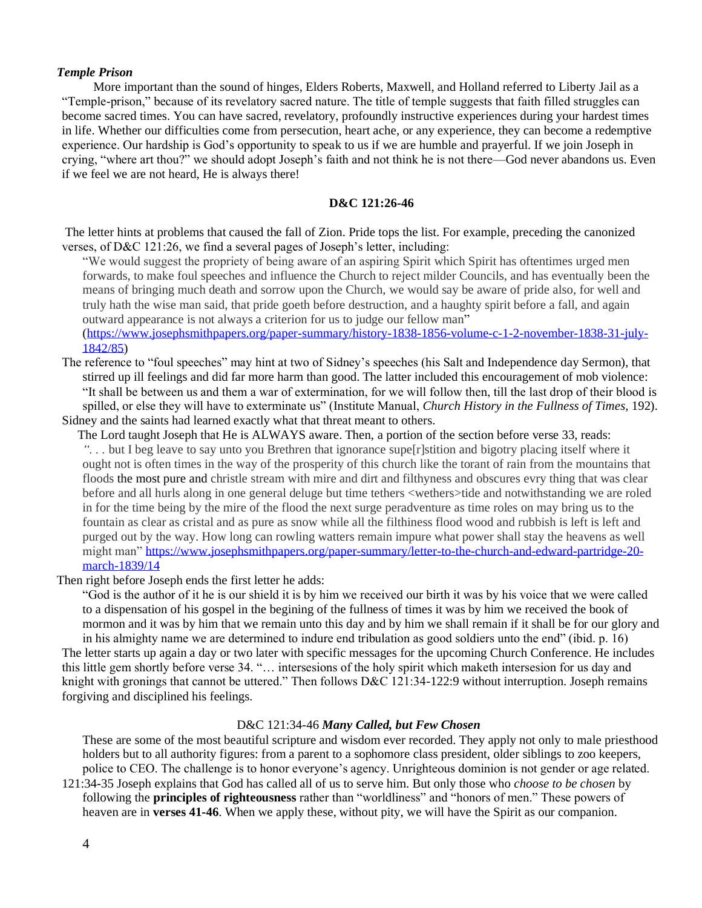***Temple Prison***

More important than the sound of hinges, Elders Roberts, Maxwell, and Holland referred to Liberty Jail as a "Temple-prison," because of its revelatory sacred nature. The title of temple suggests that faith filled struggles can become sacred times. You can have sacred, revelatory, profoundly instructive experiences during your hardest times in life. Whether our difficulties come from persecution, heart ache, or any experience, they can become a redemptive experience. Our hardship is God's opportunity to speak to us if we are humble and prayerful. If we join Joseph in crying, "where art thou?" we should adopt Joseph's faith and not think he is not there—God never abandons us. Even if we feel we are not heard, He is always there!

**D&C 121:26-46**

The letter hints at problems that caused the fall of Zion. Pride tops the list. For example, preceding the canonized verses, of D&C 121:26, we find a several pages of Joseph's letter, including:

> "We would suggest the propriety of being aware of an aspiring Spirit which Spirit has oftentimes urged men forwards, to make foul speeches and influence the Church to reject milder Councils, and has eventually been the means of bringing much death and sorrow upon the Church, we would say be aware of pride also, for well and truly hath the wise man said, that pride goeth before destruction, and a haughty spirit before a fall, and again outward appearance is not always a criterion for us to judge our fellow man" (https://www.josephsmithpapers.org/paper-summary/history-1838-1856-volume-c-1-2-november-1838-31-july-1842/85)

The reference to "foul speeches" may hint at two of Sidney's speeches (his Salt and Independence day Sermon), that stirred up ill feelings and did far more harm than good. The latter included this encouragement of mob violence: "It shall be between us and them a war of extermination, for we will follow then, till the last drop of their blood is spilled, or else they will have to exterminate us" (Institute Manual, *Church History in the Fullness of Times,* 192). Sidney and the saints had learned exactly what that threat meant to others.

The Lord taught Joseph that He is ALWAYS aware. Then, a portion of the section before verse 33, reads:

> *". . .* but I beg leave to say unto you Brethren that ignorance supe[r]stition and bigotry placing itself where it ought not is often times in the way of the prosperity of this church like the torant of rain from the mountains that floods the most pure and christle stream with mire and dirt and filthyness and obscures evry thing that was clear before and all hurls along in one general deluge but time tethers <wethers>tide and notwithstanding we are roled in for the time being by the mire of the flood the next surge peradventure as time roles on may bring us to the fountain as clear as cristal and as pure as snow while all the filthiness flood wood and rubbish is left is left and purged out by the way. How long can rowling watters remain impure what power shall stay the heavens as well might man" https://www.josephsmithpapers.org/paper-summary/letter-to-the-church-and-edward-partridge-20-march-1839/14

Then right before Joseph ends the first letter he adds:

> "God is the author of it he is our shield it is by him we received our birth it was by his voice that we were called to a dispensation of his gospel in the begining of the fullness of times it was by him we received the book of mormon and it was by him that we remain unto this day and by him we shall remain if it shall be for our glory and in his almighty name we are determined to indure end tribulation as good soldiers unto the end" (ibid. p. 16)

The letter starts up again a day or two later with specific messages for the upcoming Church Conference. He includes this little gem shortly before verse 34. "… intersesions of the holy spirit which maketh intersesion for us day and knight with gronings that cannot be uttered." Then follows D&C 121:34-122:9 without interruption. Joseph remains forgiving and disciplined his feelings.

D&C 121:34-46 ***Many Called, but Few Chosen***

These are some of the most beautiful scripture and wisdom ever recorded. They apply not only to male priesthood holders but to all authority figures: from a parent to a sophomore class president, older siblings to zoo keepers, police to CEO. The challenge is to honor everyone's agency. Unrighteous dominion is not gender or age related.

121:34-35 Joseph explains that God has called all of us to serve him. But only those who *choose to be chosen* by following the **principles of righteousness** rather than "worldliness" and "honors of men." These powers of heaven are in **verses 41-46**. When we apply these, without pity, we will have the Spirit as our companion.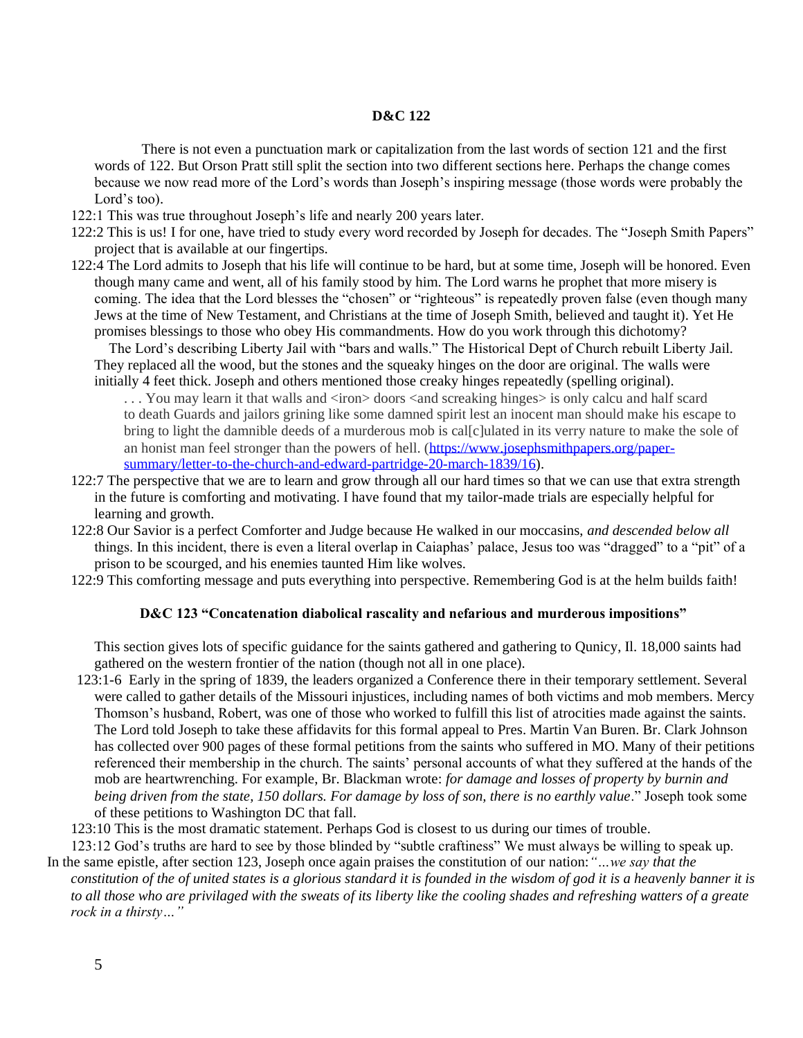**D&C 122**

There is not even a punctuation mark or capitalization from the last words of section 121 and the first words of 122. But Orson Pratt still split the section into two different sections here. Perhaps the change comes because we now read more of the Lord's words than Joseph's inspiring message (those words were probably the Lord's too).

122:1 This was true throughout Joseph's life and nearly 200 years later.

122:2 This is us! I for one, have tried to study every word recorded by Joseph for decades. The "Joseph Smith Papers" project that is available at our fingertips.

122:4 The Lord admits to Joseph that his life will continue to be hard, but at some time, Joseph will be honored. Even though many came and went, all of his family stood by him. The Lord warns he prophet that more misery is coming. The idea that the Lord blesses the "chosen" or "righteous" is repeatedly proven false (even though many Jews at the time of New Testament, and Christians at the time of Joseph Smith, believed and taught it). Yet He promises blessings to those who obey His commandments. How do you work through this dichotomy?

The Lord's describing Liberty Jail with "bars and walls." The Historical Dept of Church rebuilt Liberty Jail. They replaced all the wood, but the stones and the squeaky hinges on the door are original. The walls were initially 4 feet thick. Joseph and others mentioned those creaky hinges repeatedly (spelling original).

> . . . You may learn it that walls and <iron> doors <and screaking hinges> is only calcu and half scard to death Guards and jailors grining like some damned spirit lest an inocent man should make his escape to bring to light the damnible deeds of a murderous mob is cal[c]ulated in its very nature to make the sole of an honist man feel stronger than the powers of hell. (https://www.josephsmithpapers.org/paper-summary/letter-to-the-church-and-edward-partridge-20-march-1839/16).

122:7 The perspective that we are to learn and grow through all our hard times so that we can use that extra strength in the future is comforting and motivating. I have found that my tailor-made trials are especially helpful for learning and growth.

122:8 Our Savior is a perfect Comforter and Judge because He walked in our moccasins, *and descended below all* things. In this incident, there is even a literal overlap in Caiaphas' palace, Jesus too was "dragged" to a "pit" of a prison to be scourged, and his enemies taunted Him like wolves.

122:9 This comforting message and puts everything into perspective. Remembering God is at the helm builds faith!

**D&C 123 "Concatenation diabolical rascality and nefarious and murderous impositions"**

This section gives lots of specific guidance for the saints gathered and gathering to Qunicy, Il. 18,000 saints had gathered on the western frontier of the nation (though not all in one place).

123:1-6 Early in the spring of 1839, the leaders organized a Conference there in their temporary settlement. Several were called to gather details of the Missouri injustices, including names of both victims and mob members. Mercy Thomson's husband, Robert, was one of those who worked to fulfill this list of atrocities made against the saints. The Lord told Joseph to take these affidavits for this formal appeal to Pres. Martin Van Buren. Br. Clark Johnson has collected over 900 pages of these formal petitions from the saints who suffered in MO. Many of their petitions referenced their membership in the church. The saints' personal accounts of what they suffered at the hands of the mob are heartwrenching. For example, Br. Blackman wrote: *for damage and losses of property by burnin and being driven from the state, 150 dollars. For damage by loss of son, there is no earthly value*." Joseph took some of these petitions to Washington DC that fall.

123:10 This is the most dramatic statement. Perhaps God is closest to us during our times of trouble.

123:12 God's truths are hard to see by those blinded by "subtle craftiness" We must always be willing to speak up.

In the same epistle, after section 123, Joseph once again praises the constitution of our nation: *"…we say that the constitution of the of united states is a glorious standard it is founded in the wisdom of god it is a heavenly banner it is to all those who are privilaged with the sweats of its liberty like the cooling shades and refreshing watters of a greate rock in a thirsty…"*